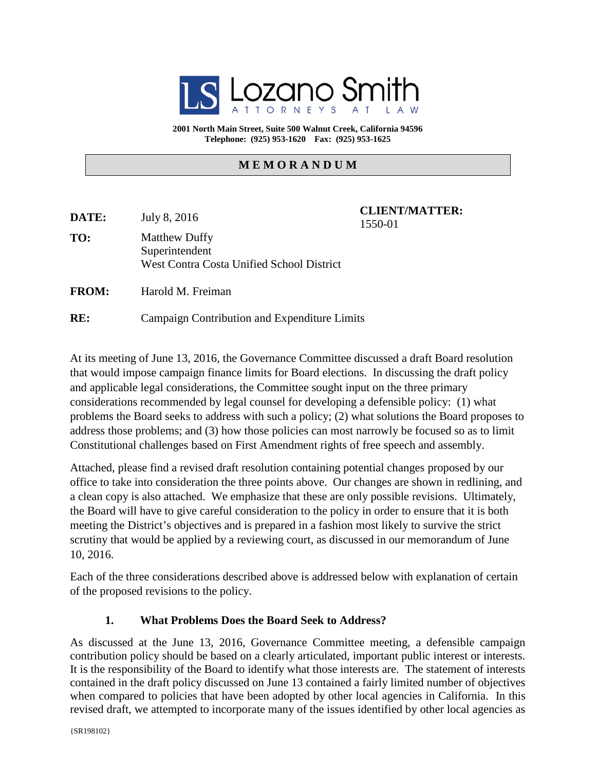**Lozano Smith**
ATTORNEYS AT LAW

**2001 North Main Street, Suite 500 Walnut Creek, California 94596**
**Telephone: (925) 953-1620 Fax: (925) 953-1625**

## M E M O R A N D U M

**DATE:** July 8, 2016

**CLIENT/MATTER:** 1550-01

**TO:** Matthew Duffy
Superintendent
West Contra Costa Unified School District

**FROM:** Harold M. Freiman

**RE:** Campaign Contribution and Expenditure Limits

At its meeting of June 13, 2016, the Governance Committee discussed a draft Board resolution that would impose campaign finance limits for Board elections. In discussing the draft policy and applicable legal considerations, the Committee sought input on the three primary considerations recommended by legal counsel for developing a defensible policy: (1) what problems the Board seeks to address with such a policy; (2) what solutions the Board proposes to address those problems; and (3) how those policies can most narrowly be focused so as to limit Constitutional challenges based on First Amendment rights of free speech and assembly.

Attached, please find a revised draft resolution containing potential changes proposed by our office to take into consideration the three points above. Our changes are shown in redlining, and a clean copy is also attached. We emphasize that these are only possible revisions. Ultimately, the Board will have to give careful consideration to the policy in order to ensure that it is both meeting the District's objectives and is prepared in a fashion most likely to survive the strict scrutiny that would be applied by a reviewing court, as discussed in our memorandum of June 10, 2016.

Each of the three considerations described above is addressed below with explanation of certain of the proposed revisions to the policy.

### 1. What Problems Does the Board Seek to Address?

As discussed at the June 13, 2016, Governance Committee meeting, a defensible campaign contribution policy should be based on a clearly articulated, important public interest or interests. It is the responsibility of the Board to identify what those interests are. The statement of interests contained in the draft policy discussed on June 13 contained a fairly limited number of objectives when compared to policies that have been adopted by other local agencies in California. In this revised draft, we attempted to incorporate many of the issues identified by other local agencies as

{SR198102}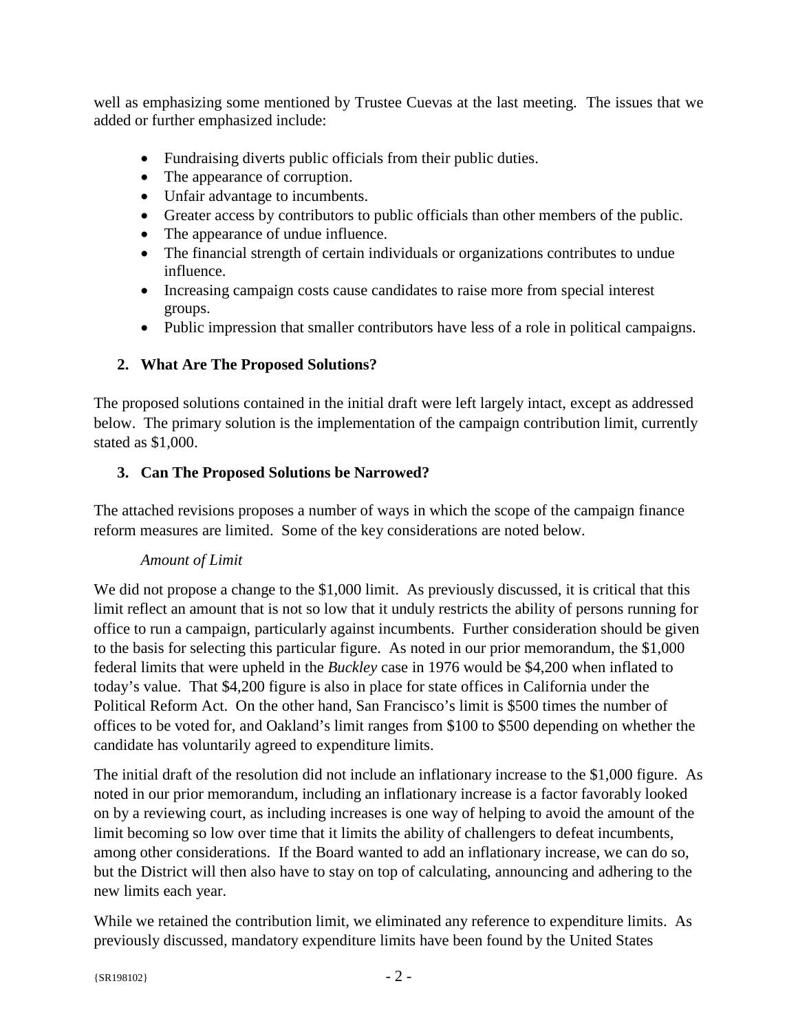well as emphasizing some mentioned by Trustee Cuevas at the last meeting. The issues that we added or further emphasized include:

- Fundraising diverts public officials from their public duties.
- The appearance of corruption.
- Unfair advantage to incumbents.
- Greater access by contributors to public officials than other members of the public.
- The appearance of undue influence.
- The financial strength of certain individuals or organizations contributes to undue influence.
- Increasing campaign costs cause candidates to raise more from special interest groups.
- Public impression that smaller contributors have less of a role in political campaigns.

**2. What Are The Proposed Solutions?**

The proposed solutions contained in the initial draft were left largely intact, except as addressed below. The primary solution is the implementation of the campaign contribution limit, currently stated as $1,000.

**3. Can The Proposed Solutions be Narrowed?**

The attached revisions proposes a number of ways in which the scope of the campaign finance reform measures are limited. Some of the key considerations are noted below.

*Amount of Limit*

We did not propose a change to the $1,000 limit. As previously discussed, it is critical that this limit reflect an amount that is not so low that it unduly restricts the ability of persons running for office to run a campaign, particularly against incumbents. Further consideration should be given to the basis for selecting this particular figure. As noted in our prior memorandum, the $1,000 federal limits that were upheld in the *Buckley* case in 1976 would be $4,200 when inflated to today's value. That $4,200 figure is also in place for state offices in California under the Political Reform Act. On the other hand, San Francisco's limit is $500 times the number of offices to be voted for, and Oakland's limit ranges from $100 to $500 depending on whether the candidate has voluntarily agreed to expenditure limits.

The initial draft of the resolution did not include an inflationary increase to the $1,000 figure. As noted in our prior memorandum, including an inflationary increase is a factor favorably looked on by a reviewing court, as including increases is one way of helping to avoid the amount of the limit becoming so low over time that it limits the ability of challengers to defeat incumbents, among other considerations. If the Board wanted to add an inflationary increase, we can do so, but the District will then also have to stay on top of calculating, announcing and adhering to the new limits each year.

While we retained the contribution limit, we eliminated any reference to expenditure limits. As previously discussed, mandatory expenditure limits have been found by the United States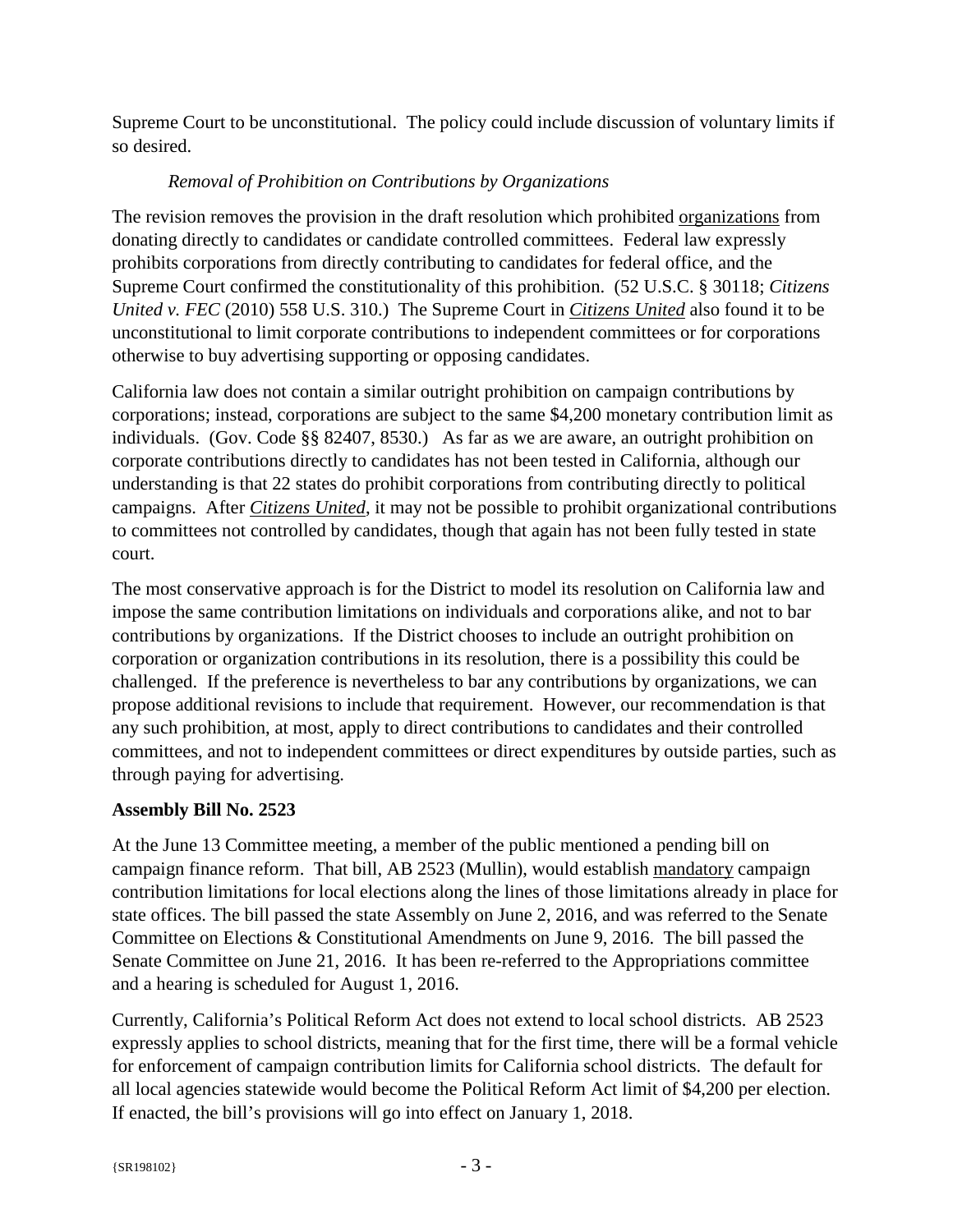Supreme Court to be unconstitutional. The policy could include discussion of voluntary limits if so desired.

*Removal of Prohibition on Contributions by Organizations*

The revision removes the provision in the draft resolution which prohibited organizations from donating directly to candidates or candidate controlled committees. Federal law expressly prohibits corporations from directly contributing to candidates for federal office, and the Supreme Court confirmed the constitutionality of this prohibition. (52 U.S.C. § 30118; *Citizens United v. FEC* (2010) 558 U.S. 310.) The Supreme Court in *Citizens United* also found it to be unconstitutional to limit corporate contributions to independent committees or for corporations otherwise to buy advertising supporting or opposing candidates.

California law does not contain a similar outright prohibition on campaign contributions by corporations; instead, corporations are subject to the same $4,200 monetary contribution limit as individuals. (Gov. Code §§ 82407, 8530.) As far as we are aware, an outright prohibition on corporate contributions directly to candidates has not been tested in California, although our understanding is that 22 states do prohibit corporations from contributing directly to political campaigns. After *Citizens United*, it may not be possible to prohibit organizational contributions to committees not controlled by candidates, though that again has not been fully tested in state court.

The most conservative approach is for the District to model its resolution on California law and impose the same contribution limitations on individuals and corporations alike, and not to bar contributions by organizations. If the District chooses to include an outright prohibition on corporation or organization contributions in its resolution, there is a possibility this could be challenged. If the preference is nevertheless to bar any contributions by organizations, we can propose additional revisions to include that requirement. However, our recommendation is that any such prohibition, at most, apply to direct contributions to candidates and their controlled committees, and not to independent committees or direct expenditures by outside parties, such as through paying for advertising.

**Assembly Bill No. 2523**

At the June 13 Committee meeting, a member of the public mentioned a pending bill on campaign finance reform. That bill, AB 2523 (Mullin), would establish mandatory campaign contribution limitations for local elections along the lines of those limitations already in place for state offices. The bill passed the state Assembly on June 2, 2016, and was referred to the Senate Committee on Elections & Constitutional Amendments on June 9, 2016. The bill passed the Senate Committee on June 21, 2016. It has been re-referred to the Appropriations committee and a hearing is scheduled for August 1, 2016.

Currently, California's Political Reform Act does not extend to local school districts. AB 2523 expressly applies to school districts, meaning that for the first time, there will be a formal vehicle for enforcement of campaign contribution limits for California school districts. The default for all local agencies statewide would become the Political Reform Act limit of $4,200 per election. If enacted, the bill's provisions will go into effect on January 1, 2018.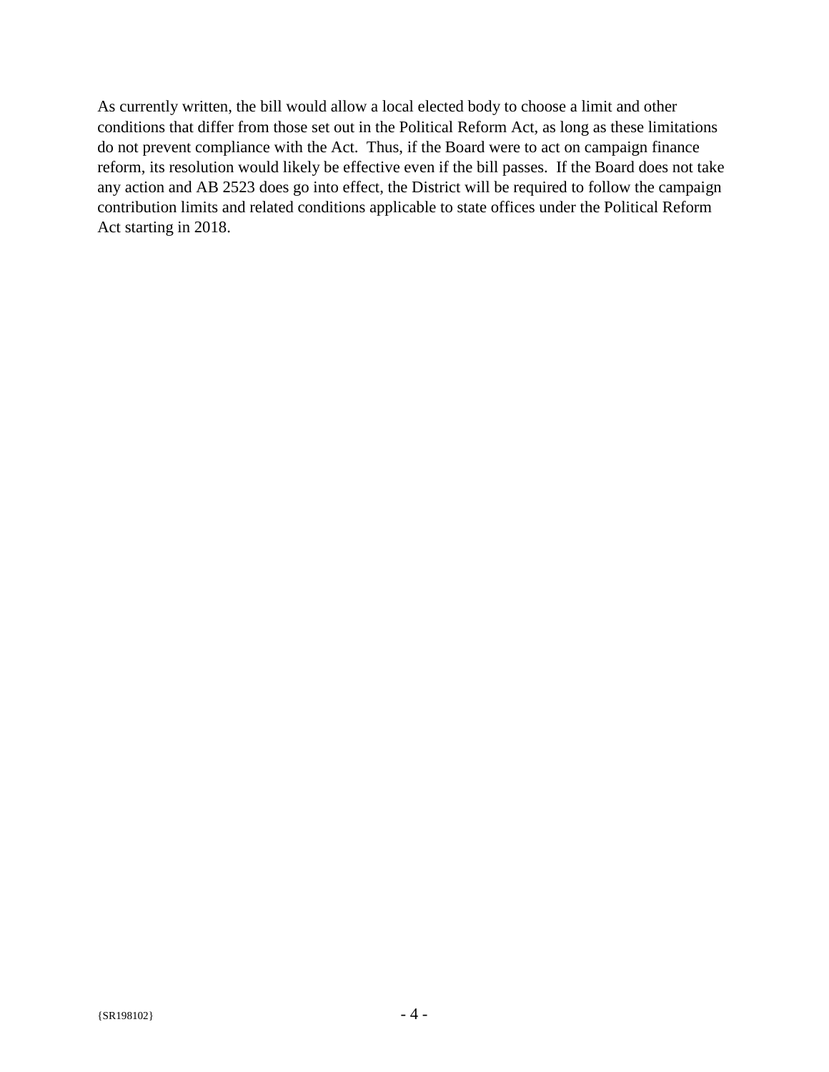As currently written, the bill would allow a local elected body to choose a limit and other conditions that differ from those set out in the Political Reform Act, as long as these limitations do not prevent compliance with the Act. Thus, if the Board were to act on campaign finance reform, its resolution would likely be effective even if the bill passes. If the Board does not take any action and AB 2523 does go into effect, the District will be required to follow the campaign contribution limits and related conditions applicable to state offices under the Political Reform Act starting in 2018.